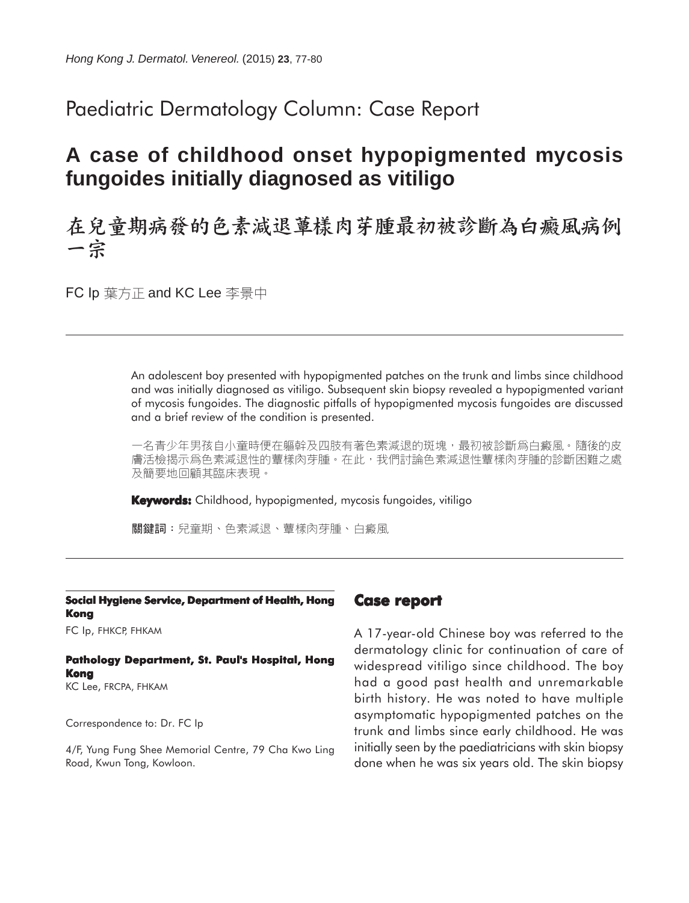Paediatric Dermatology Column: Case Report

# A case of childhood onset hypopigmented mycosis fungoides initially diagnosed as vitiligo

# 在兒童期病發的色素減退蕈樣肉芽腫最初被診斷為白癜風病例一宗

FC Ip 葉方正 and KC Lee 李景中

An adolescent boy presented with hypopigmented patches on the trunk and limbs since childhood and was initially diagnosed as vitiligo. Subsequent skin biopsy revealed a hypopigmented variant of mycosis fungoides. The diagnostic pitfalls of hypopigmented mycosis fungoides are discussed and a brief review of the condition is presented.

一名青少年男孩自小童時便在軀幹及四肢有著色素減退的斑塊，最初被診斷爲白癜風。隨後的皮膚活檢揭示爲色素減退性的蕈樣肉芽腫。在此，我們討論色素減退性蕈樣肉芽腫的診斷困難之處及簡要地回顧其臨床表現。

**Keywords:** Childhood, hypopigmented, mycosis fungoides, vitiligo

**關鍵詞：**兒童期、色素減退、蕈樣肉芽腫、白癜風

**Social Hygiene Service, Department of Health, Hong Kong**

FC Ip, FHKCP, FHKAM

**Pathology Department, St. Paul's Hospital, Hong Kong**

KC Lee, FRCPA, FHKAM

Correspondence to: Dr. FC Ip

4/F, Yung Fung Shee Memorial Centre, 79 Cha Kwo Ling Road, Kwun Tong, Kowloon.

## Case report

A 17-year-old Chinese boy was referred to the dermatology clinic for continuation of care of widespread vitiligo since childhood. The boy had a good past health and unremarkable birth history. He was noted to have multiple asymptomatic hypopigmented patches on the trunk and limbs since early childhood. He was initially seen by the paediatricians with skin biopsy done when he was six years old. The skin biopsy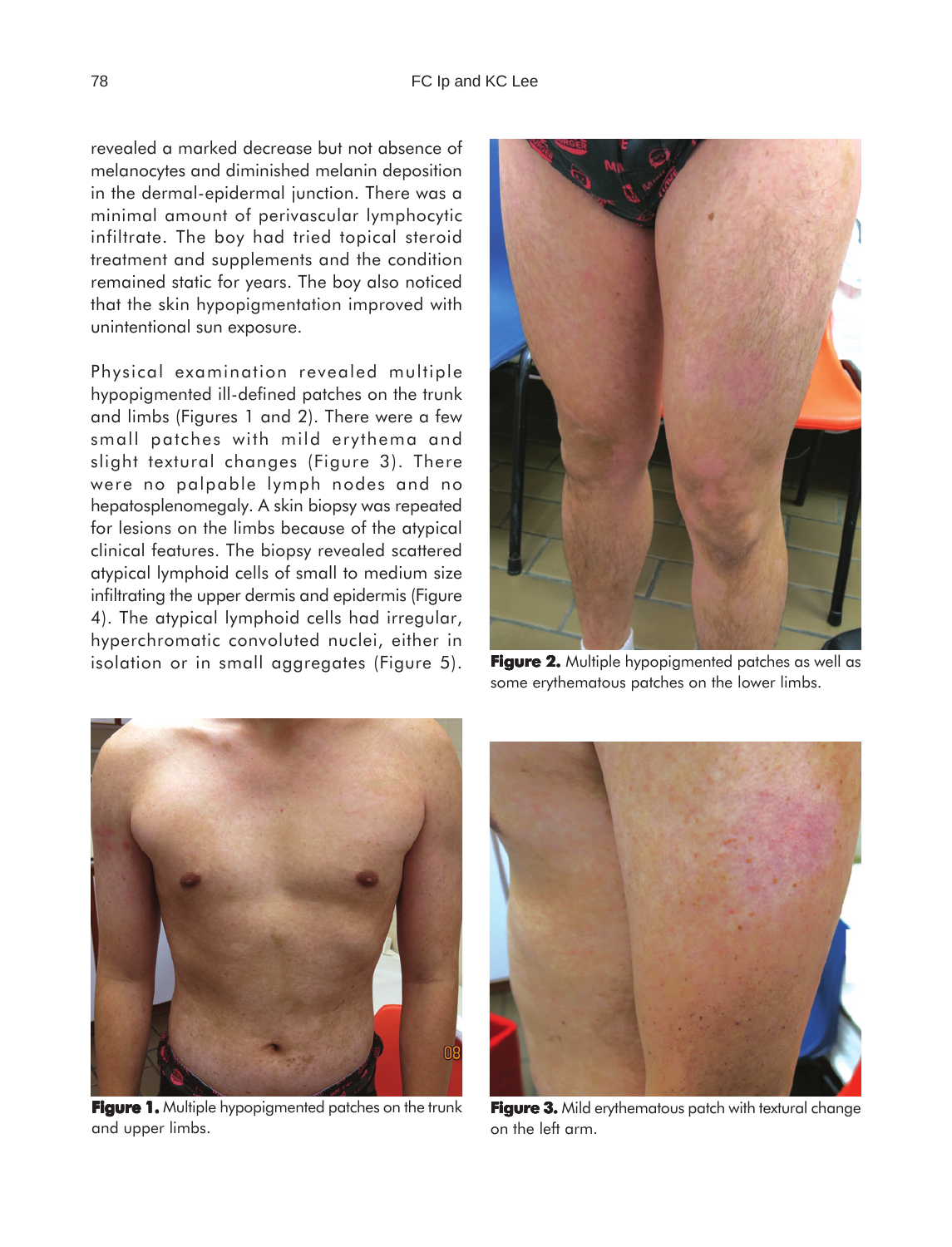revealed a marked decrease but not absence of melanocytes and diminished melanin deposition in the dermal-epidermal junction. There was a minimal amount of perivascular lymphocytic infiltrate. The boy had tried topical steroid treatment and supplements and the condition remained static for years. The boy also noticed that the skin hypopigmentation improved with unintentional sun exposure.

Physical examination revealed multiple hypopigmented ill-defined patches on the trunk and limbs (Figures 1 and 2). There were a few small patches with mild erythema and slight textural changes (Figure 3). There were no palpable lymph nodes and no hepatosplenomegaly. A skin biopsy was repeated for lesions on the limbs because of the atypical clinical features. The biopsy revealed scattered atypical lymphoid cells of small to medium size infiltrating the upper dermis and epidermis (Figure 4). The atypical lymphoid cells had irregular, hyperchromatic convoluted nuclei, either in isolation or in small aggregates (Figure 5).

**Figure 2.** Multiple hypopigmented patches as well as some erythematous patches on the lower limbs.

**Figure 1.** Multiple hypopigmented patches on the trunk and upper limbs.

**Figure 3.** Mild erythematous patch with textural change on the left arm.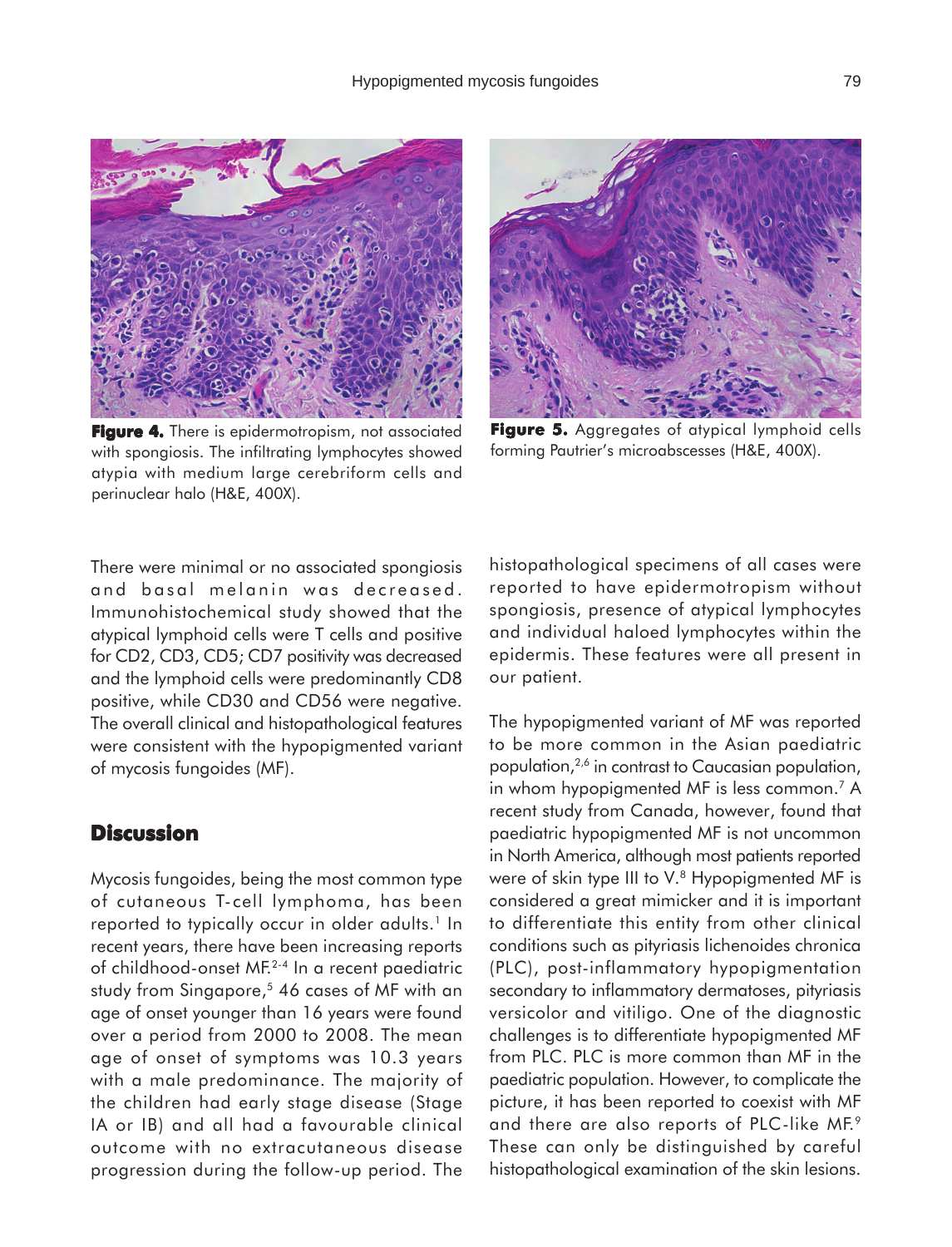**Figure 4.** There is epidermotropism, not associated with spongiosis. The infiltrating lymphocytes showed atypia with medium large cerebriform cells and perinuclear halo (H&E, 400X).

**Figure 5.** Aggregates of atypical lymphoid cells forming Pautrier's microabscesses (H&E, 400X).

There were minimal or no associated spongiosis and basal melanin was decreased. Immunohistochemical study showed that the atypical lymphoid cells were T cells and positive for CD2, CD3, CD5; CD7 positivity was decreased and the lymphoid cells were predominantly CD8 positive, while CD30 and CD56 were negative. The overall clinical and histopathological features were consistent with the hypopigmented variant of mycosis fungoides (MF).

## Discussion

Mycosis fungoides, being the most common type of cutaneous T-cell lymphoma, has been reported to typically occur in older adults.[1] In recent years, there have been increasing reports of childhood-onset MF.[2-4] In a recent paediatric study from Singapore,[5] 46 cases of MF with an age of onset younger than 16 years were found over a period from 2000 to 2008. The mean age of onset of symptoms was 10.3 years with a male predominance. The majority of the children had early stage disease (Stage IA or IB) and all had a favourable clinical outcome with no extracutaneous disease progression during the follow-up period. The histopathological specimens of all cases were reported to have epidermotropism without spongiosis, presence of atypical lymphocytes and individual haloed lymphocytes within the epidermis. These features were all present in our patient.

The hypopigmented variant of MF was reported to be more common in the Asian paediatric population,[2,6] in contrast to Caucasian population, in whom hypopigmented MF is less common.[7] A recent study from Canada, however, found that paediatric hypopigmented MF is not uncommon in North America, although most patients reported were of skin type III to V.[8] Hypopigmented MF is considered a great mimicker and it is important to differentiate this entity from other clinical conditions such as pityriasis lichenoides chronica (PLC), post-inflammatory hypopigmentation secondary to inflammatory dermatoses, pityriasis versicolor and vitiligo. One of the diagnostic challenges is to differentiate hypopigmented MF from PLC. PLC is more common than MF in the paediatric population. However, to complicate the picture, it has been reported to coexist with MF and there are also reports of PLC-like MF.[9] These can only be distinguished by careful histopathological examination of the skin lesions.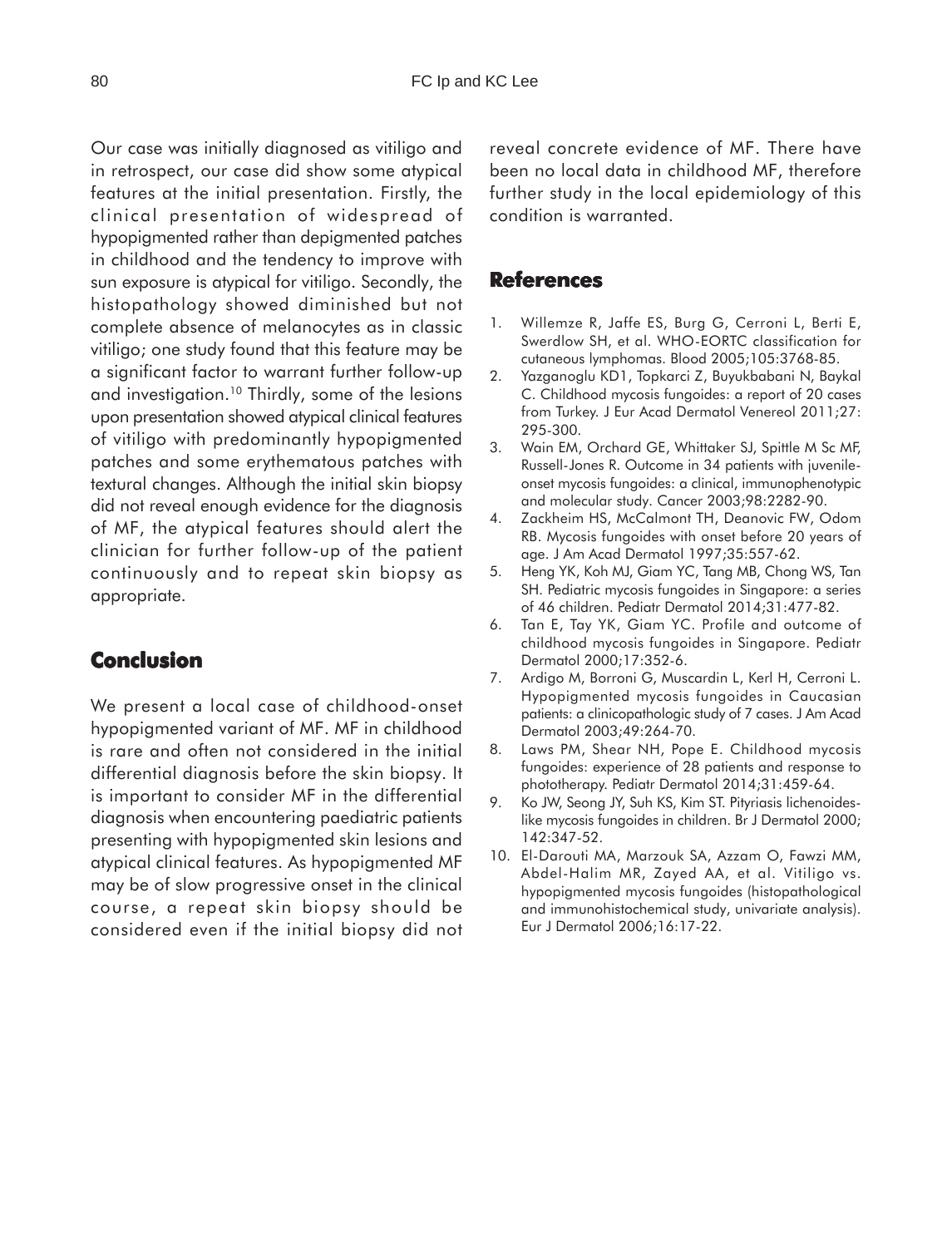Our case was initially diagnosed as vitiligo and in retrospect, our case did show some atypical features at the initial presentation. Firstly, the clinical presentation of widespread of hypopigmented rather than depigmented patches in childhood and the tendency to improve with sun exposure is atypical for vitiligo. Secondly, the histopathology showed diminished but not complete absence of melanocytes as in classic vitiligo; one study found that this feature may be a significant factor to warrant further follow-up and investigation.[10] Thirdly, some of the lesions upon presentation showed atypical clinical features of vitiligo with predominantly hypopigmented patches and some erythematous patches with textural changes. Although the initial skin biopsy did not reveal enough evidence for the diagnosis of MF, the atypical features should alert the clinician for further follow-up of the patient continuously and to repeat skin biopsy as appropriate.

## Conclusion

We present a local case of childhood-onset hypopigmented variant of MF. MF in childhood is rare and often not considered in the initial differential diagnosis before the skin biopsy. It is important to consider MF in the differential diagnosis when encountering paediatric patients presenting with hypopigmented skin lesions and atypical clinical features. As hypopigmented MF may be of slow progressive onset in the clinical course, a repeat skin biopsy should be considered even if the initial biopsy did not reveal concrete evidence of MF. There have been no local data in childhood MF, therefore further study in the local epidemiology of this condition is warranted.

## References

1. Willemze R, Jaffe ES, Burg G, Cerroni L, Berti E, Swerdlow SH, et al. WHO-EORTC classification for cutaneous lymphomas. Blood 2005;105:3768-85.
2. Yazganoglu KD1, Topkarci Z, Buyukbabani N, Baykal C. Childhood mycosis fungoides: a report of 20 cases from Turkey. J Eur Acad Dermatol Venereol 2011;27: 295-300.
3. Wain EM, Orchard GE, Whittaker SJ, Spittle M Sc MF, Russell-Jones R. Outcome in 34 patients with juvenile-onset mycosis fungoides: a clinical, immunophenotypic and molecular study. Cancer 2003;98:2282-90.
4. Zackheim HS, McCalmont TH, Deanovic FW, Odom RB. Mycosis fungoides with onset before 20 years of age. J Am Acad Dermatol 1997;35:557-62.
5. Heng YK, Koh MJ, Giam YC, Tang MB, Chong WS, Tan SH. Pediatric mycosis fungoides in Singapore: a series of 46 children. Pediatr Dermatol 2014;31:477-82.
6. Tan E, Tay YK, Giam YC. Profile and outcome of childhood mycosis fungoides in Singapore. Pediatr Dermatol 2000;17:352-6.
7. Ardigo M, Borroni G, Muscardin L, Kerl H, Cerroni L. Hypopigmented mycosis fungoides in Caucasian patients: a clinicopathologic study of 7 cases. J Am Acad Dermatol 2003;49:264-70.
8. Laws PM, Shear NH, Pope E. Childhood mycosis fungoides: experience of 28 patients and response to phototherapy. Pediatr Dermatol 2014;31:459-64.
9. Ko JW, Seong JY, Suh KS, Kim ST. Pityriasis lichenoides-like mycosis fungoides in children. Br J Dermatol 2000; 142:347-52.
10. El-Darouti MA, Marzouk SA, Azzam O, Fawzi MM, Abdel-Halim MR, Zayed AA, et al. Vitiligo vs. hypopigmented mycosis fungoides (histopathological and immunohistochemical study, univariate analysis). Eur J Dermatol 2006;16:17-22.